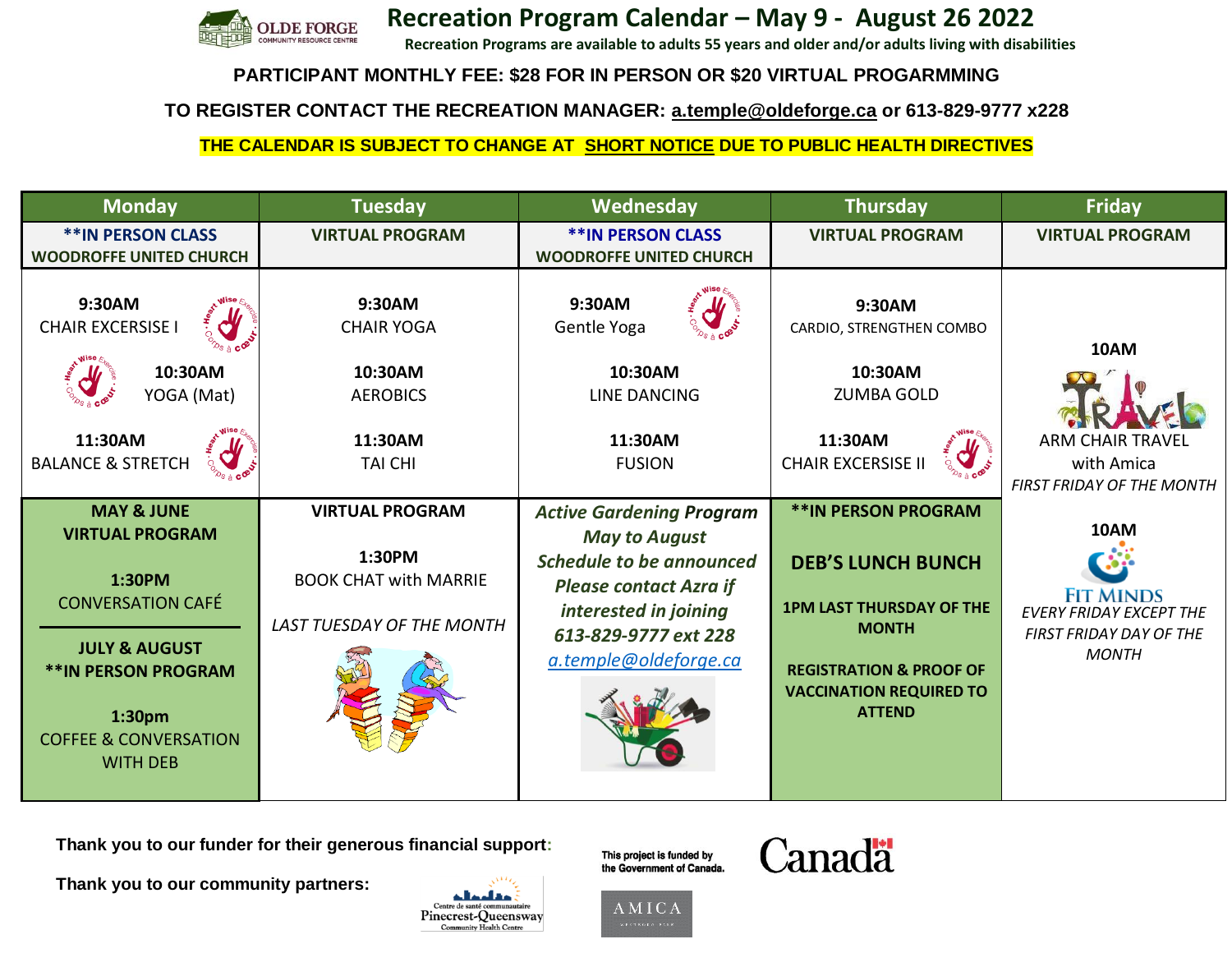# Recreation Program Calendar – May 9 - August 26 2022

OLDE FORGE COMMUNITY RESOURCE CENTRE

**Recreation Programs are available to adults 55 years and older and/or adults living with disabilities**

**PARTICIPANT MONTHLY FEE: $28 FOR IN PERSON OR $20 VIRTUAL PROGARMMING**

**TO REGISTER CONTACT THE RECREATION MANAGER: a.temple@oldeforge.ca or 613-829-9777 x228**

**THE CALENDAR IS SUBJECT TO CHANGE AT SHORT NOTICE DUE TO PUBLIC HEALTH DIRECTIVES**

| Monday | Tuesday | Wednesday | Thursday | Friday |
|---|---|---|---|---|
| **\*\*IN PERSON CLASS WOODROFFE UNITED CHURCH** | **VIRTUAL PROGRAM** | **\*\*IN PERSON CLASS WOODROFFE UNITED CHURCH** | **VIRTUAL PROGRAM** | **VIRTUAL PROGRAM** |
| **9:30AM** CHAIR EXCERSISE I<br><br>**10:30AM** YOGA (Mat)<br><br>**11:30AM** BALANCE & STRETCH | **9:30AM** CHAIR YOGA<br><br>**10:30AM** AEROBICS<br><br>**11:30AM** TAI CHI | **9:30AM** Gentle Yoga<br><br>**10:30AM** LINE DANCING<br><br>**11:30AM** FUSION | **9:30AM** CARDIO, STRENGTHEN COMBO<br><br>**10:30AM** ZUMBA GOLD<br><br>**11:30AM** CHAIR EXCERSISE II | **10AM** TRAVEL<br>ARM CHAIR TRAVEL with Amica<br>*FIRST FRIDAY OF THE MONTH*<br><br>**10AM** FIT MINDS<br>*EVERY FRIDAY EXCEPT THE FIRST FRIDAY DAY OF THE MONTH* |
| **MAY & JUNE VIRTUAL PROGRAM**<br><br>**1:30PM** CONVERSATION CAFÉ<br><br>**JULY & AUGUST \*\*IN PERSON PROGRAM**<br><br>**1:30pm** COFFEE & CONVERSATION WITH DEB | **VIRTUAL PROGRAM**<br><br>**1:30PM** BOOK CHAT with MARRIE<br><br>*LAST TUESDAY OF THE MONTH* | ***Active Gardening Program May to August Schedule to be announced Please contact Azra if interested in joining 613-829-9777 ext 228 a.temple@oldeforge.ca*** | **\*\*IN PERSON PROGRAM**<br><br>**DEB'S LUNCH BUNCH**<br><br>**1PM LAST THURSDAY OF THE MONTH**<br><br>**REGISTRATION & PROOF OF VACCINATION REQUIRED TO ATTEND** | |

**Thank you to our funder for their generous financial support:**

This project is funded by the Government of Canada. Canada

**Thank you to our community partners:**

Centre de santé communautaire Pinecrest-Queensway Community Health Centre

AMICA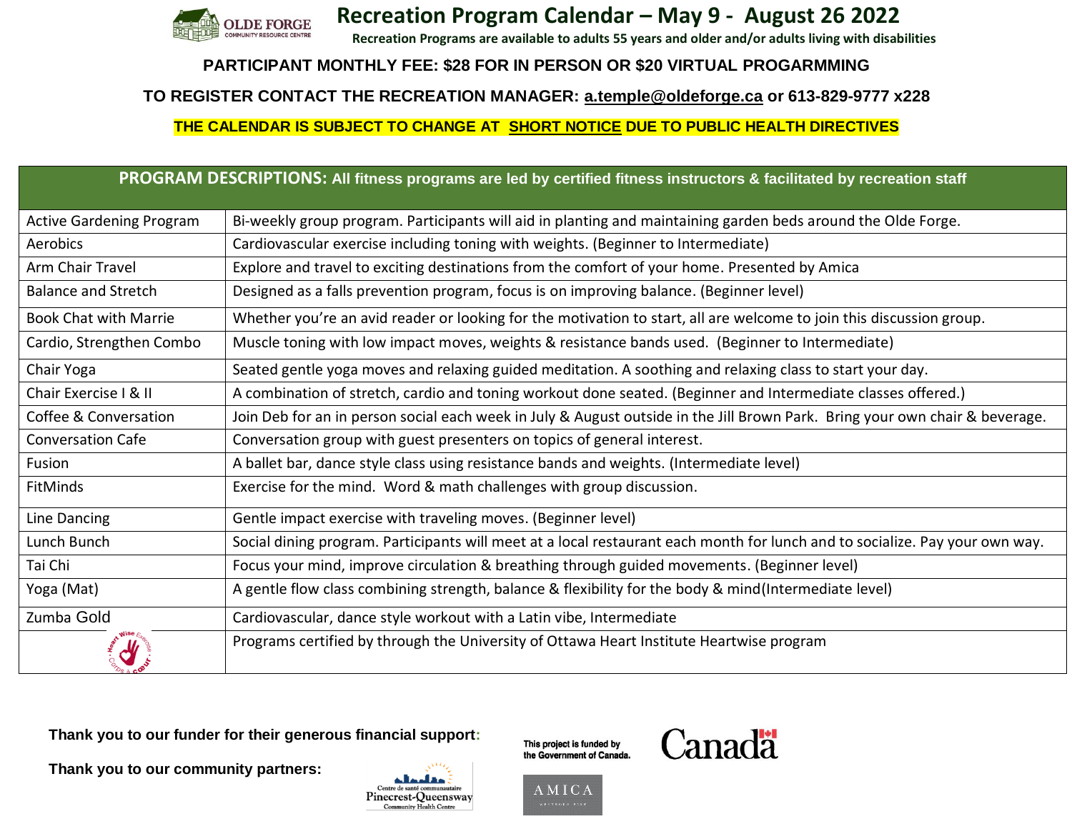# Recreation Program Calendar – May 9 - August 26 2022

OLDE FORGE COMMUNITY RESOURCE CENTRE

**Recreation Programs are available to adults 55 years and older and/or adults living with disabilities**

**PARTICIPANT MONTHLY FEE: $28 FOR IN PERSON OR $20 VIRTUAL PROGARMMING**

**TO REGISTER CONTACT THE RECREATION MANAGER: a.temple@oldeforge.ca or 613-829-9777 x228**

**THE CALENDAR IS SUBJECT TO CHANGE AT SHORT NOTICE DUE TO PUBLIC HEALTH DIRECTIVES**

| **PROGRAM DESCRIPTIONS:** All fitness programs are led by certified fitness instructors & facilitated by recreation staff | |
|---|---|
| Active Gardening Program | Bi-weekly group program. Participants will aid in planting and maintaining garden beds around the Olde Forge. |
| Aerobics | Cardiovascular exercise including toning with weights. (Beginner to Intermediate) |
| Arm Chair Travel | Explore and travel to exciting destinations from the comfort of your home. Presented by Amica |
| Balance and Stretch | Designed as a falls prevention program, focus is on improving balance. (Beginner level) |
| Book Chat with Marrie | Whether you're an avid reader or looking for the motivation to start, all are welcome to join this discussion group. |
| Cardio, Strengthen Combo | Muscle toning with low impact moves, weights & resistance bands used. (Beginner to Intermediate) |
| Chair Yoga | Seated gentle yoga moves and relaxing guided meditation. A soothing and relaxing class to start your day. |
| Chair Exercise I & II | A combination of stretch, cardio and toning workout done seated. (Beginner and Intermediate classes offered.) |
| Coffee & Conversation | Join Deb for an in person social each week in July & August outside in the Jill Brown Park. Bring your own chair & beverage. |
| Conversation Cafe | Conversation group with guest presenters on topics of general interest. |
| Fusion | A ballet bar, dance style class using resistance bands and weights. (Intermediate level) |
| FitMinds | Exercise for the mind. Word & math challenges with group discussion. |
| Line Dancing | Gentle impact exercise with traveling moves. (Beginner level) |
| Lunch Bunch | Social dining program. Participants will meet at a local restaurant each month for lunch and to socialize. Pay your own way. |
| Tai Chi | Focus your mind, improve circulation & breathing through guided movements. (Beginner level) |
| Yoga (Mat) | A gentle flow class combining strength, balance & flexibility for the body & mind(Intermediate level) |
| Zumba Gold | Cardiovascular, dance style workout with a Latin vibe, Intermediate |
| Heart Wise Exercise / Corps à cœur | Programs certified by through the University of Ottawa Heart Institute Heartwise program |

**Thank you to our funder for their generous financial support:**

This project is funded by the Government of Canada.

Canada

**Thank you to our community partners:**

Centre de santé communautaire Pinecrest-Queensway Community Health Centre

AMICA